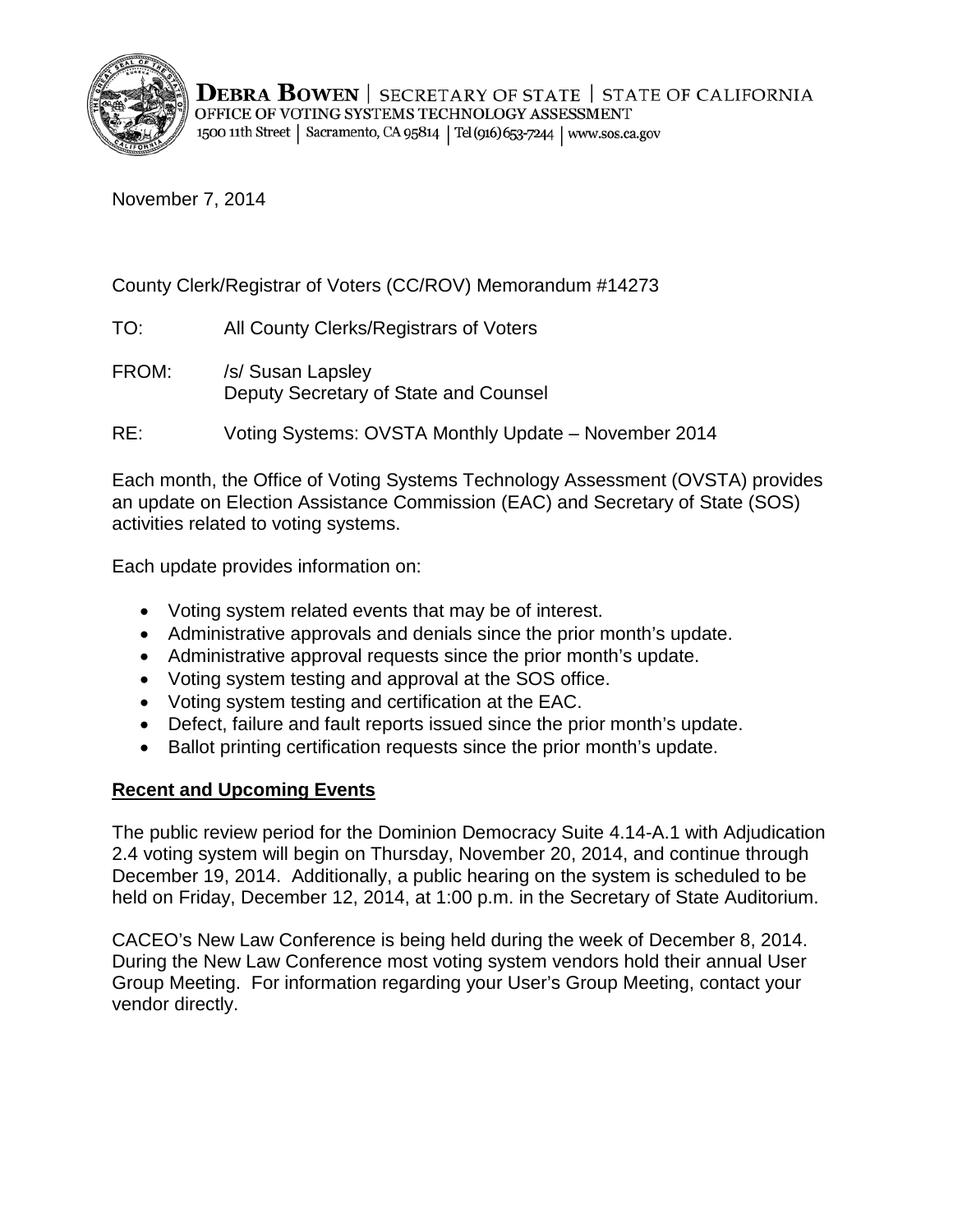**DEBRA BOWEN** | SECRETARY OF STATE | STATE OF CALIFORNIA
OFFICE OF VOTING SYSTEMS TECHNOLOGY ASSESSMENT
1500 11th Street | Sacramento, CA 95814 | Tel (916) 653-7244 | www.sos.ca.gov

November 7, 2014

County Clerk/Registrar of Voters (CC/ROV) Memorandum #14273

TO: All County Clerks/Registrars of Voters

FROM: /s/ Susan Lapsley
Deputy Secretary of State and Counsel

RE: Voting Systems: OVSTA Monthly Update – November 2014

Each month, the Office of Voting Systems Technology Assessment (OVSTA) provides an update on Election Assistance Commission (EAC) and Secretary of State (SOS) activities related to voting systems.

Each update provides information on:

- Voting system related events that may be of interest.
- Administrative approvals and denials since the prior month's update.
- Administrative approval requests since the prior month's update.
- Voting system testing and approval at the SOS office.
- Voting system testing and certification at the EAC.
- Defect, failure and fault reports issued since the prior month's update.
- Ballot printing certification requests since the prior month's update.

**Recent and Upcoming Events**

The public review period for the Dominion Democracy Suite 4.14-A.1 with Adjudication 2.4 voting system will begin on Thursday, November 20, 2014, and continue through December 19, 2014. Additionally, a public hearing on the system is scheduled to be held on Friday, December 12, 2014, at 1:00 p.m. in the Secretary of State Auditorium.

CACEO's New Law Conference is being held during the week of December 8, 2014. During the New Law Conference most voting system vendors hold their annual User Group Meeting. For information regarding your User's Group Meeting, contact your vendor directly.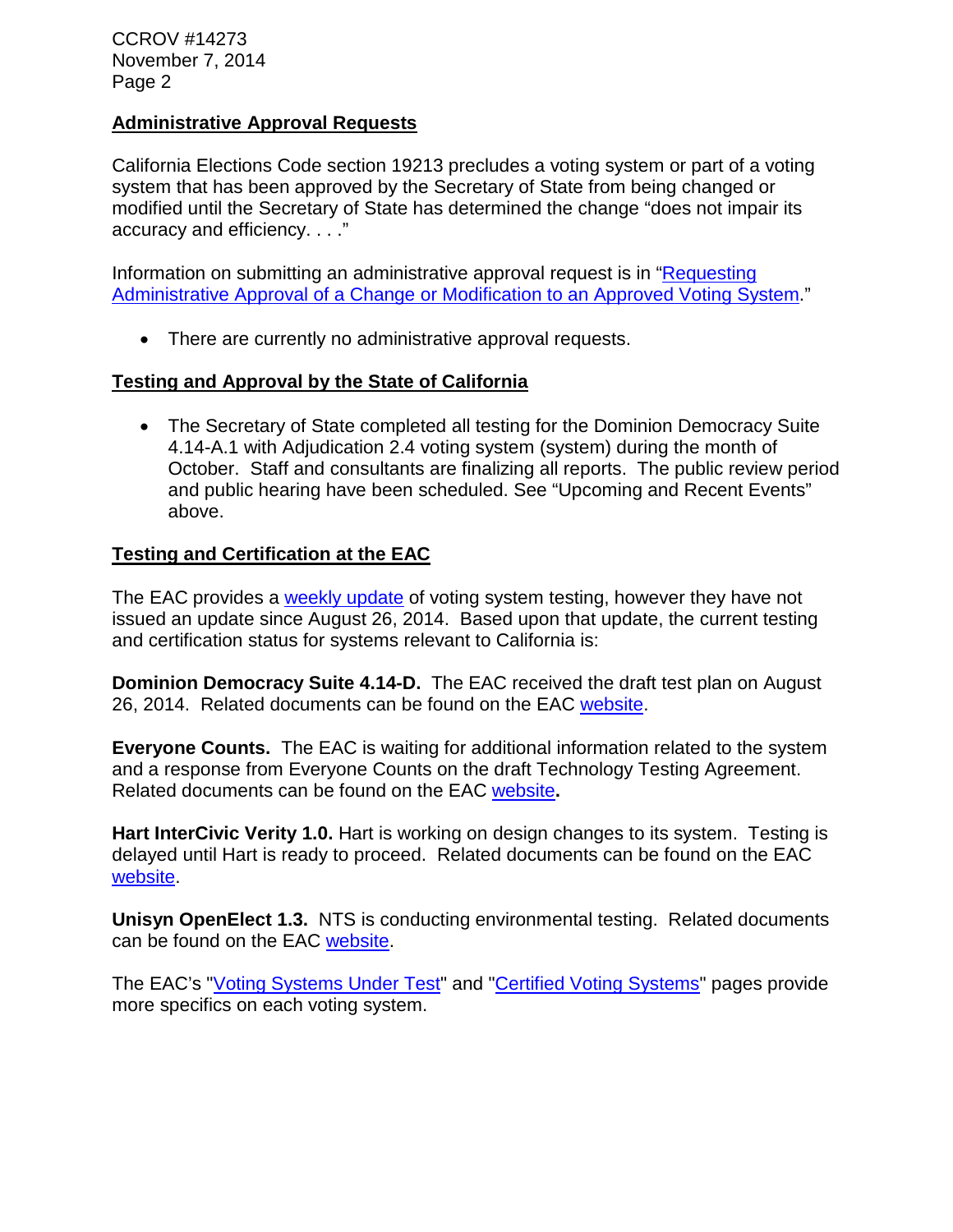## Administrative Approval Requests

California Elections Code section 19213 precludes a voting system or part of a voting system that has been approved by the Secretary of State from being changed or modified until the Secretary of State has determined the change "does not impair its accuracy and efficiency. . . ."

Information on submitting an administrative approval request is in "Requesting Administrative Approval of a Change or Modification to an Approved Voting System."

- There are currently no administrative approval requests.

## Testing and Approval by the State of California

- The Secretary of State completed all testing for the Dominion Democracy Suite 4.14-A.1 with Adjudication 2.4 voting system (system) during the month of October. Staff and consultants are finalizing all reports. The public review period and public hearing have been scheduled. See "Upcoming and Recent Events" above.

## Testing and Certification at the EAC

The EAC provides a weekly update of voting system testing, however they have not issued an update since August 26, 2014. Based upon that update, the current testing and certification status for systems relevant to California is:

**Dominion Democracy Suite 4.14-D.** The EAC received the draft test plan on August 26, 2014. Related documents can be found on the EAC website.

**Everyone Counts.** The EAC is waiting for additional information related to the system and a response from Everyone Counts on the draft Technology Testing Agreement. Related documents can be found on the EAC website**.**

**Hart InterCivic Verity 1.0.** Hart is working on design changes to its system. Testing is delayed until Hart is ready to proceed. Related documents can be found on the EAC website.

**Unisyn OpenElect 1.3.** NTS is conducting environmental testing. Related documents can be found on the EAC website.

The EAC's "Voting Systems Under Test" and "Certified Voting Systems" pages provide more specifics on each voting system.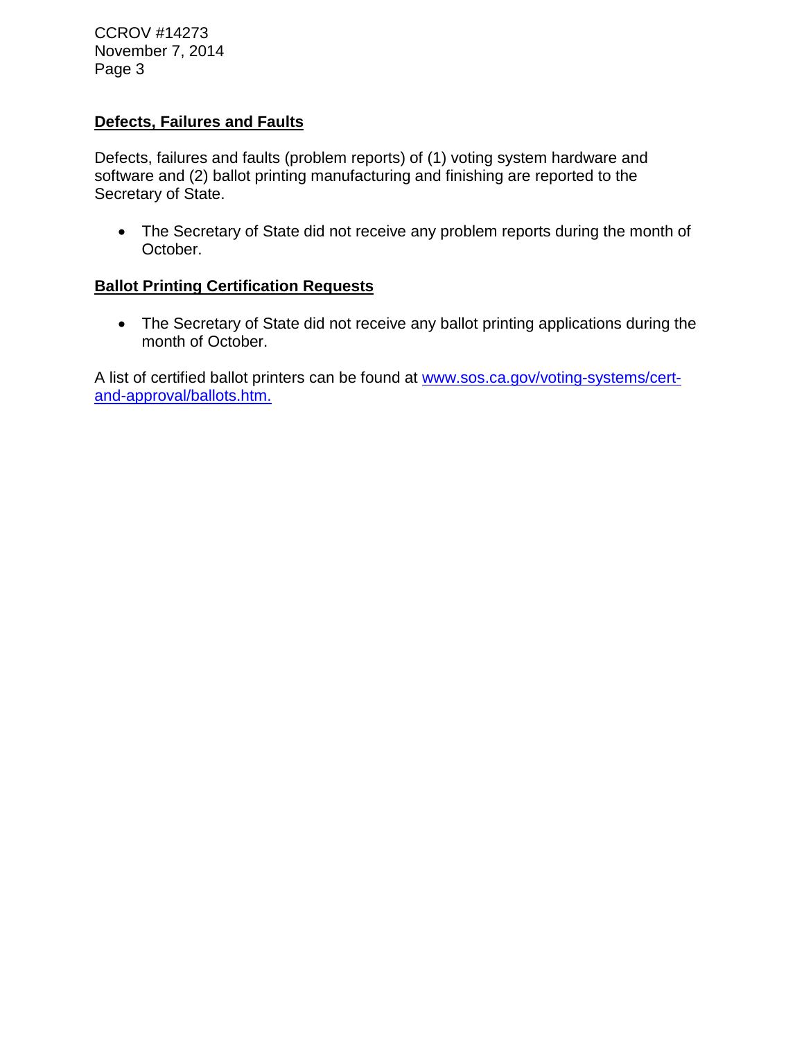## Defects, Failures and Faults

Defects, failures and faults (problem reports) of (1) voting system hardware and software and (2) ballot printing manufacturing and finishing are reported to the Secretary of State.

- The Secretary of State did not receive any problem reports during the month of October.

## Ballot Printing Certification Requests

- The Secretary of State did not receive any ballot printing applications during the month of October.

A list of certified ballot printers can be found at [www.sos.ca.gov/voting-systems/cert-and-approval/ballots.htm.](http://www.sos.ca.gov/voting-systems/cert-and-approval/ballots.htm)